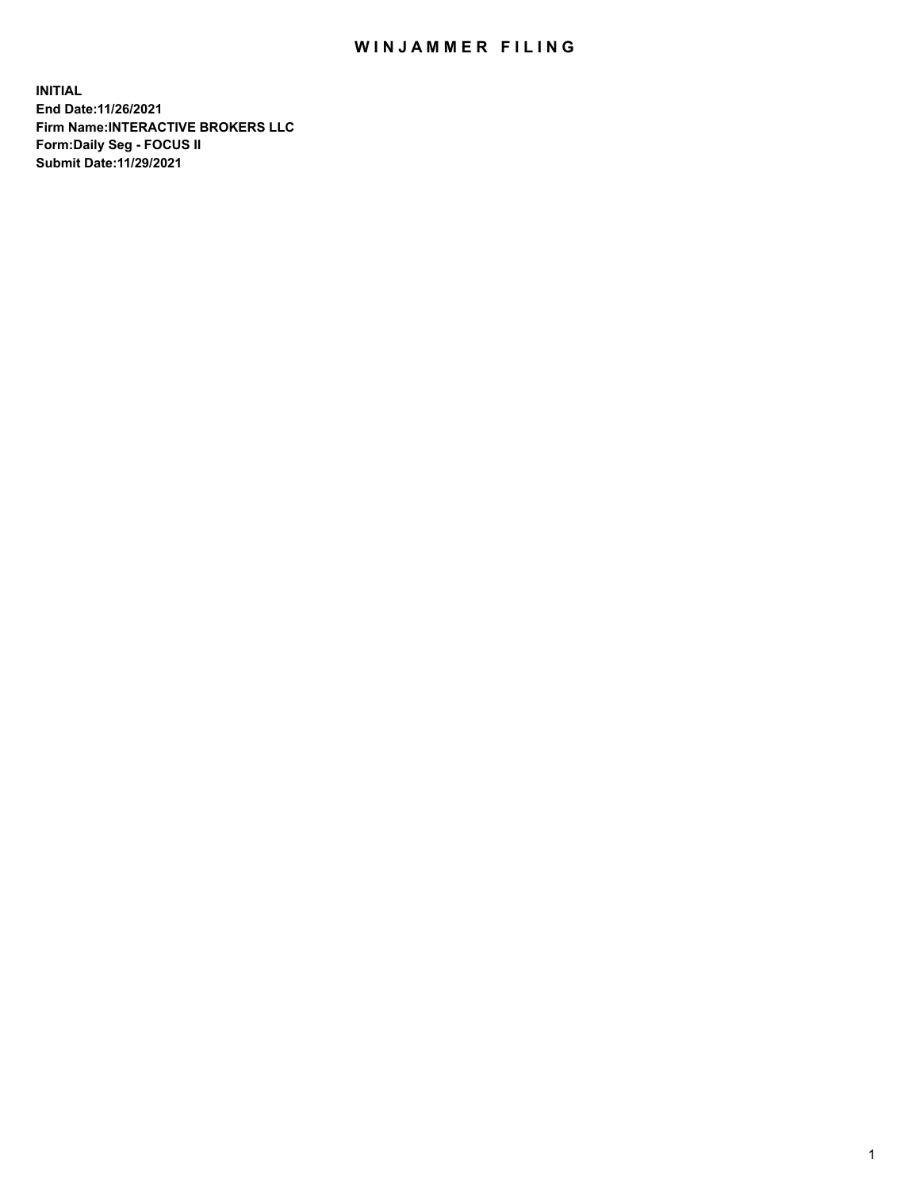# WINJAMMER FILING

**INITIAL**
**End Date:11/26/2021**
**Firm Name:INTERACTIVE BROKERS LLC**
**Form:Daily Seg - FOCUS II**
**Submit Date:11/29/2021**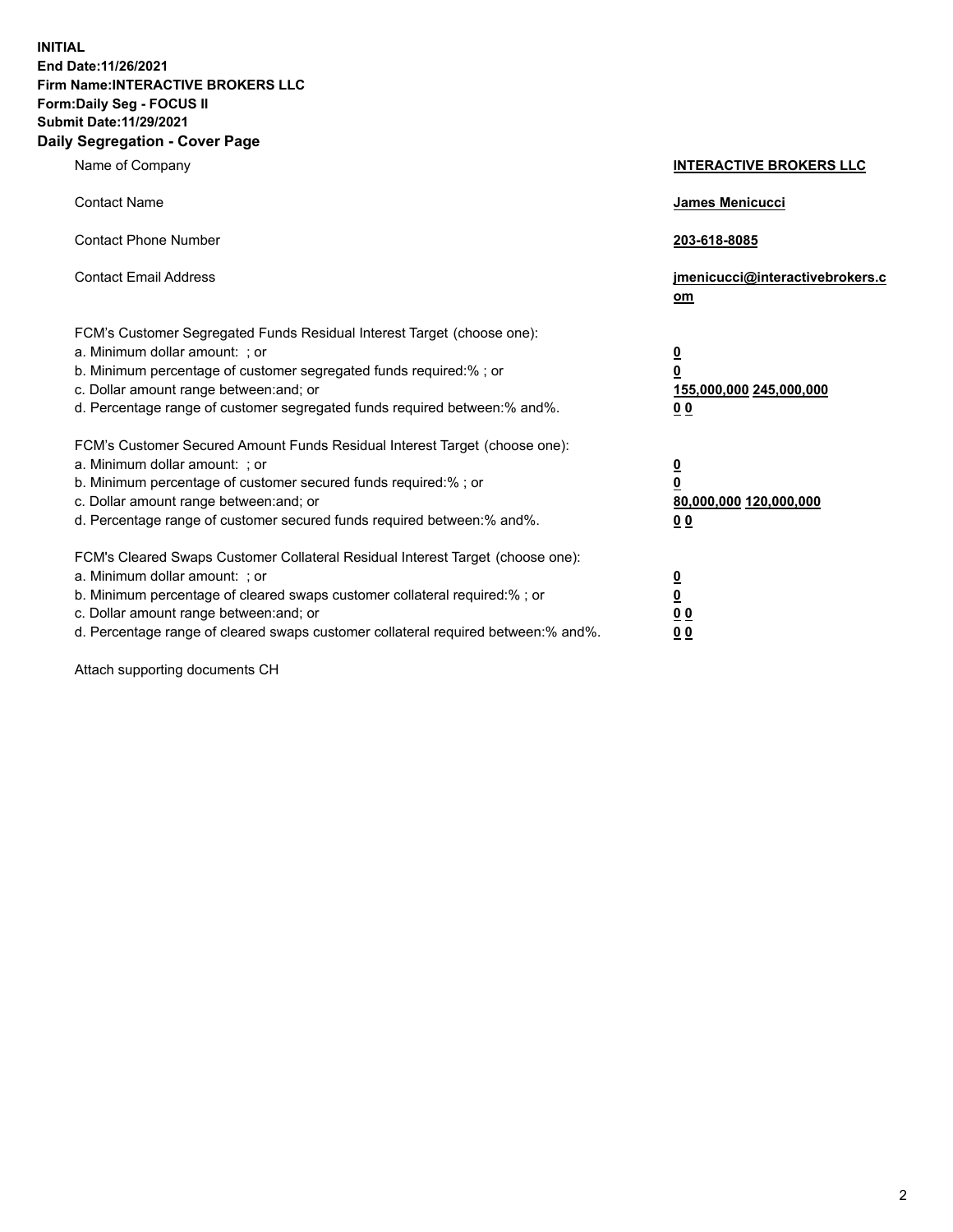**INITIAL**
**End Date:11/26/2021**
**Firm Name:INTERACTIVE BROKERS LLC**
**Form:Daily Seg - FOCUS II**
**Submit Date:11/29/2021**

## Daily Segregation - Cover Page

| | |
|---|---|
| Name of Company | **INTERACTIVE BROKERS LLC** |
| Contact Name | **James Menicucci** |
| Contact Phone Number | **203-618-8085** |
| Contact Email Address | **jmenicucci@interactivebrokers.com** |

FCM's Customer Segregated Funds Residual Interest Target (choose one):

| | |
|---|---|
| a. Minimum dollar amount: ; or | **0** |
| b. Minimum percentage of customer segregated funds required:% ; or | **0** |
| c. Dollar amount range between:and; or | **155,000,000 245,000,000** |
| d. Percentage range of customer segregated funds required between:% and%. | **0 0** |

FCM's Customer Secured Amount Funds Residual Interest Target (choose one):

| | |
|---|---|
| a. Minimum dollar amount: ; or | **0** |
| b. Minimum percentage of customer secured funds required:% ; or | **0** |
| c. Dollar amount range between:and; or | **80,000,000 120,000,000** |
| d. Percentage range of customer secured funds required between:% and%. | **0 0** |

FCM's Cleared Swaps Customer Collateral Residual Interest Target (choose one):

| | |
|---|---|
| a. Minimum dollar amount: ; or | **0** |
| b. Minimum percentage of cleared swaps customer collateral required:% ; or | **0** |
| c. Dollar amount range between:and; or | **0 0** |
| d. Percentage range of cleared swaps customer collateral required between:% and%. | **0 0** |

Attach supporting documents CH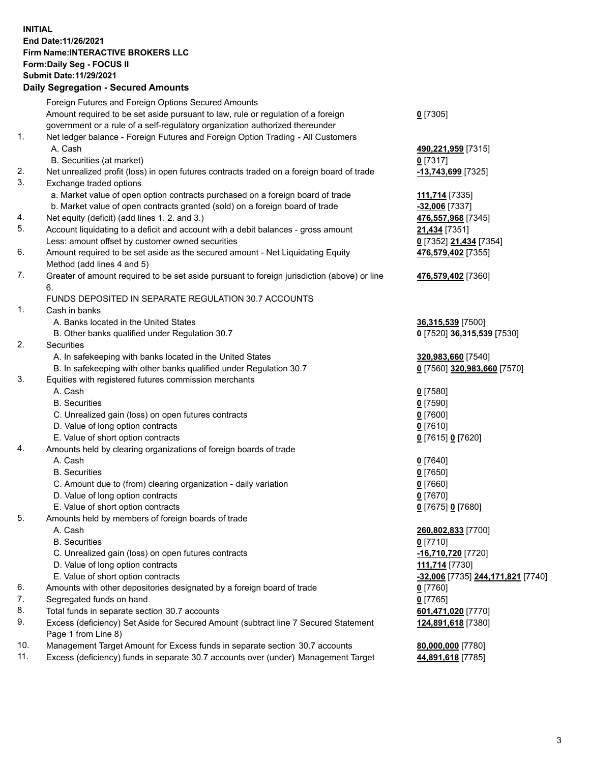**INITIAL**
**End Date:11/26/2021**
**Firm Name:INTERACTIVE BROKERS LLC**
**Form:Daily Seg - FOCUS II**
**Submit Date:11/29/2021**

**Daily Segregation - Secured Amounts**

| | | |
|---|---|---|
| | Foreign Futures and Foreign Options Secured Amounts | |
| | Amount required to be set aside pursuant to law, rule or regulation of a foreign government or a rule of a self-regulatory organization authorized thereunder | **0** [7305] |
| 1. | Net ledger balance - Foreign Futures and Foreign Option Trading - All Customers | |
| | A. Cash | **490,221,959** [7315] |
| | B. Securities (at market) | **0** [7317] |
| 2. | Net unrealized profit (loss) in open futures contracts traded on a foreign board of trade | **-13,743,699** [7325] |
| 3. | Exchange traded options | |
| | a. Market value of open option contracts purchased on a foreign board of trade | **111,714** [7335] |
| | b. Market value of open contracts granted (sold) on a foreign board of trade | **-32,006** [7337] |
| 4. | Net equity (deficit) (add lines 1. 2. and 3.) | **476,557,968** [7345] |
| 5. | Account liquidating to a deficit and account with a debit balances - gross amount | **21,434** [7351] |
| | Less: amount offset by customer owned securities | **0** [7352] **21,434** [7354] |
| 6. | Amount required to be set aside as the secured amount - Net Liquidating Equity Method (add lines 4 and 5) | **476,579,402** [7355] |
| 7. | Greater of amount required to be set aside pursuant to foreign jurisdiction (above) or line 6. | **476,579,402** [7360] |
| | FUNDS DEPOSITED IN SEPARATE REGULATION 30.7 ACCOUNTS | |
| 1. | Cash in banks | |
| | A. Banks located in the United States | **36,315,539** [7500] |
| | B. Other banks qualified under Regulation 30.7 | **0** [7520] **36,315,539** [7530] |
| 2. | Securities | |
| | A. In safekeeping with banks located in the United States | **320,983,660** [7540] |
| | B. In safekeeping with other banks qualified under Regulation 30.7 | **0** [7560] **320,983,660** [7570] |
| 3. | Equities with registered futures commission merchants | |
| | A. Cash | **0** [7580] |
| | B. Securities | **0** [7590] |
| | C. Unrealized gain (loss) on open futures contracts | **0** [7600] |
| | D. Value of long option contracts | **0** [7610] |
| | E. Value of short option contracts | **0** [7615] **0** [7620] |
| 4. | Amounts held by clearing organizations of foreign boards of trade | |
| | A. Cash | **0** [7640] |
| | B. Securities | **0** [7650] |
| | C. Amount due to (from) clearing organization - daily variation | **0** [7660] |
| | D. Value of long option contracts | **0** [7670] |
| | E. Value of short option contracts | **0** [7675] **0** [7680] |
| 5. | Amounts held by members of foreign boards of trade | |
| | A. Cash | **260,802,833** [7700] |
| | B. Securities | **0** [7710] |
| | C. Unrealized gain (loss) on open futures contracts | **-16,710,720** [7720] |
| | D. Value of long option contracts | **111,714** [7730] |
| | E. Value of short option contracts | **-32,006** [7735] **244,171,821** [7740] |
| 6. | Amounts with other depositories designated by a foreign board of trade | **0** [7760] |
| 7. | Segregated funds on hand | **0** [7765] |
| 8. | Total funds in separate section 30.7 accounts | **601,471,020** [7770] |
| 9. | Excess (deficiency) Set Aside for Secured Amount (subtract line 7 Secured Statement Page 1 from Line 8) | **124,891,618** [7380] |
| 10. | Management Target Amount for Excess funds in separate section 30.7 accounts | **80,000,000** [7780] |
| 11. | Excess (deficiency) funds in separate 30.7 accounts over (under) Management Target | **44,891,618** [7785] |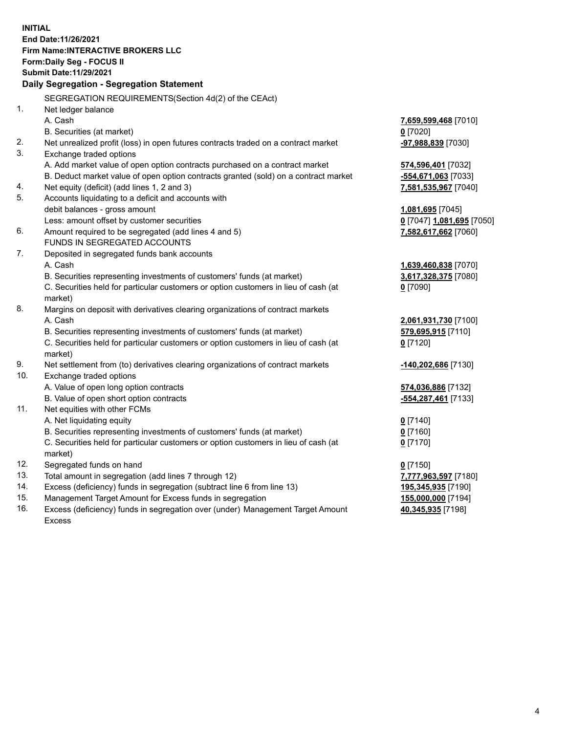**INITIAL**
**End Date:11/26/2021**
**Firm Name:INTERACTIVE BROKERS LLC**
**Form:Daily Seg - FOCUS II**
**Submit Date:11/29/2021**

**Daily Segregation - Segregation Statement**

| | | |
|---|---|---|
| | SEGREGATION REQUIREMENTS(Section 4d(2) of the CEAct) | |
| 1. | Net ledger balance | |
| | A. Cash | **7,659,599,468** [7010] |
| | B. Securities (at market) | **0** [7020] |
| 2. | Net unrealized profit (loss) in open futures contracts traded on a contract market | **-97,988,839** [7030] |
| 3. | Exchange traded options | |
| | A. Add market value of open option contracts purchased on a contract market | **574,596,401** [7032] |
| | B. Deduct market value of open option contracts granted (sold) on a contract market | **-554,671,063** [7033] |
| 4. | Net equity (deficit) (add lines 1, 2 and 3) | **7,581,535,967** [7040] |
| 5. | Accounts liquidating to a deficit and accounts with debit balances - gross amount | **1,081,695** [7045] |
| | Less: amount offset by customer securities | **0** [7047] **1,081,695** [7050] |
| 6. | Amount required to be segregated (add lines 4 and 5) | **7,582,617,662** [7060] |
| | FUNDS IN SEGREGATED ACCOUNTS | |
| 7. | Deposited in segregated funds bank accounts | |
| | A. Cash | **1,639,460,838** [7070] |
| | B. Securities representing investments of customers' funds (at market) | **3,617,328,375** [7080] |
| | C. Securities held for particular customers or option customers in lieu of cash (at market) | **0** [7090] |
| 8. | Margins on deposit with derivatives clearing organizations of contract markets | |
| | A. Cash | **2,061,931,730** [7100] |
| | B. Securities representing investments of customers' funds (at market) | **579,695,915** [7110] |
| | C. Securities held for particular customers or option customers in lieu of cash (at market) | **0** [7120] |
| 9. | Net settlement from (to) derivatives clearing organizations of contract markets | **-140,202,686** [7130] |
| 10. | Exchange traded options | |
| | A. Value of open long option contracts | **574,036,886** [7132] |
| | B. Value of open short option contracts | **-554,287,461** [7133] |
| 11. | Net equities with other FCMs | |
| | A. Net liquidating equity | **0** [7140] |
| | B. Securities representing investments of customers' funds (at market) | **0** [7160] |
| | C. Securities held for particular customers or option customers in lieu of cash (at market) | **0** [7170] |
| 12. | Segregated funds on hand | **0** [7150] |
| 13. | Total amount in segregation (add lines 7 through 12) | **7,777,963,597** [7180] |
| 14. | Excess (deficiency) funds in segregation (subtract line 6 from line 13) | **195,345,935** [7190] |
| 15. | Management Target Amount for Excess funds in segregation | **155,000,000** [7194] |
| 16. | Excess (deficiency) funds in segregation over (under) Management Target Amount Excess | **40,345,935** [7198] |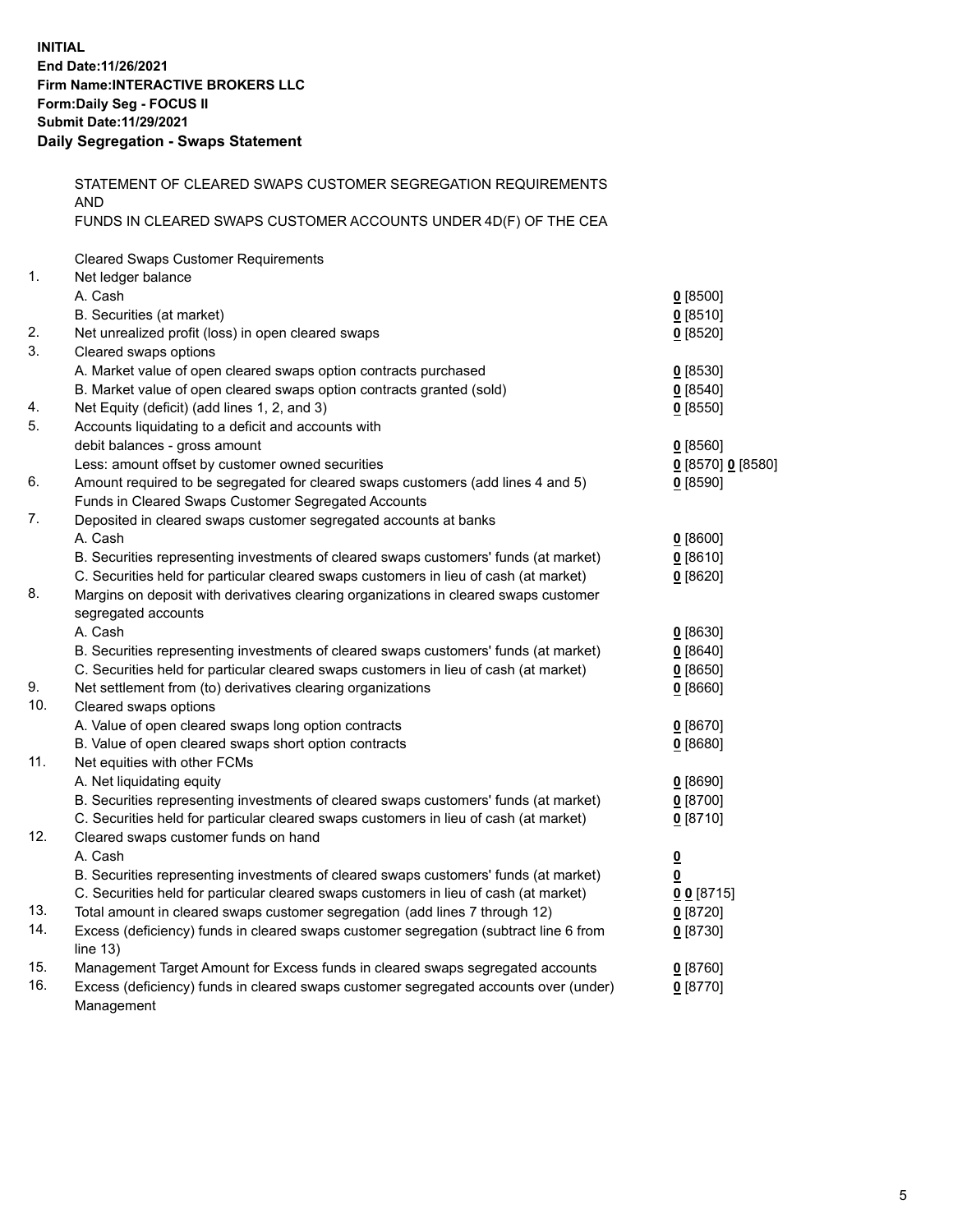**INITIAL**
**End Date:11/26/2021**
**Firm Name:INTERACTIVE BROKERS LLC**
**Form:Daily Seg - FOCUS II**
**Submit Date:11/29/2021**
**Daily Segregation - Swaps Statement**

STATEMENT OF CLEARED SWAPS CUSTOMER SEGREGATION REQUIREMENTS AND FUNDS IN CLEARED SWAPS CUSTOMER ACCOUNTS UNDER 4D(F) OF THE CEA

| | | |
|---|---|---|
| | Cleared Swaps Customer Requirements | |
| 1. | Net ledger balance | |
| | A. Cash | 0 [8500] |
| | B. Securities (at market) | 0 [8510] |
| 2. | Net unrealized profit (loss) in open cleared swaps | 0 [8520] |
| 3. | Cleared swaps options | |
| | A. Market value of open cleared swaps option contracts purchased | 0 [8530] |
| | B. Market value of open cleared swaps option contracts granted (sold) | 0 [8540] |
| 4. | Net Equity (deficit) (add lines 1, 2, and 3) | 0 [8550] |
| 5. | Accounts liquidating to a deficit and accounts with debit balances - gross amount | 0 [8560] |
| | Less: amount offset by customer owned securities | 0 [8570] 0 [8580] |
| 6. | Amount required to be segregated for cleared swaps customers (add lines 4 and 5) | 0 [8590] |
| | Funds in Cleared Swaps Customer Segregated Accounts | |
| 7. | Deposited in cleared swaps customer segregated accounts at banks | |
| | A. Cash | 0 [8600] |
| | B. Securities representing investments of cleared swaps customers' funds (at market) | 0 [8610] |
| | C. Securities held for particular cleared swaps customers in lieu of cash (at market) | 0 [8620] |
| 8. | Margins on deposit with derivatives clearing organizations in cleared swaps customer segregated accounts | |
| | A. Cash | 0 [8630] |
| | B. Securities representing investments of cleared swaps customers' funds (at market) | 0 [8640] |
| | C. Securities held for particular cleared swaps customers in lieu of cash (at market) | 0 [8650] |
| 9. | Net settlement from (to) derivatives clearing organizations | 0 [8660] |
| 10. | Cleared swaps options | |
| | A. Value of open cleared swaps long option contracts | 0 [8670] |
| | B. Value of open cleared swaps short option contracts | 0 [8680] |
| 11. | Net equities with other FCMs | |
| | A. Net liquidating equity | 0 [8690] |
| | B. Securities representing investments of cleared swaps customers' funds (at market) | 0 [8700] |
| | C. Securities held for particular cleared swaps customers in lieu of cash (at market) | 0 [8710] |
| 12. | Cleared swaps customer funds on hand | |
| | A. Cash | 0 |
| | B. Securities representing investments of cleared swaps customers' funds (at market) | 0 |
| | C. Securities held for particular cleared swaps customers in lieu of cash (at market) | 0 0 [8715] |
| 13. | Total amount in cleared swaps customer segregation (add lines 7 through 12) | 0 [8720] |
| 14. | Excess (deficiency) funds in cleared swaps customer segregation (subtract line 6 from line 13) | 0 [8730] |
| 15. | Management Target Amount for Excess funds in cleared swaps segregated accounts | 0 [8760] |
| 16. | Excess (deficiency) funds in cleared swaps customer segregated accounts over (under) Management | 0 [8770] |